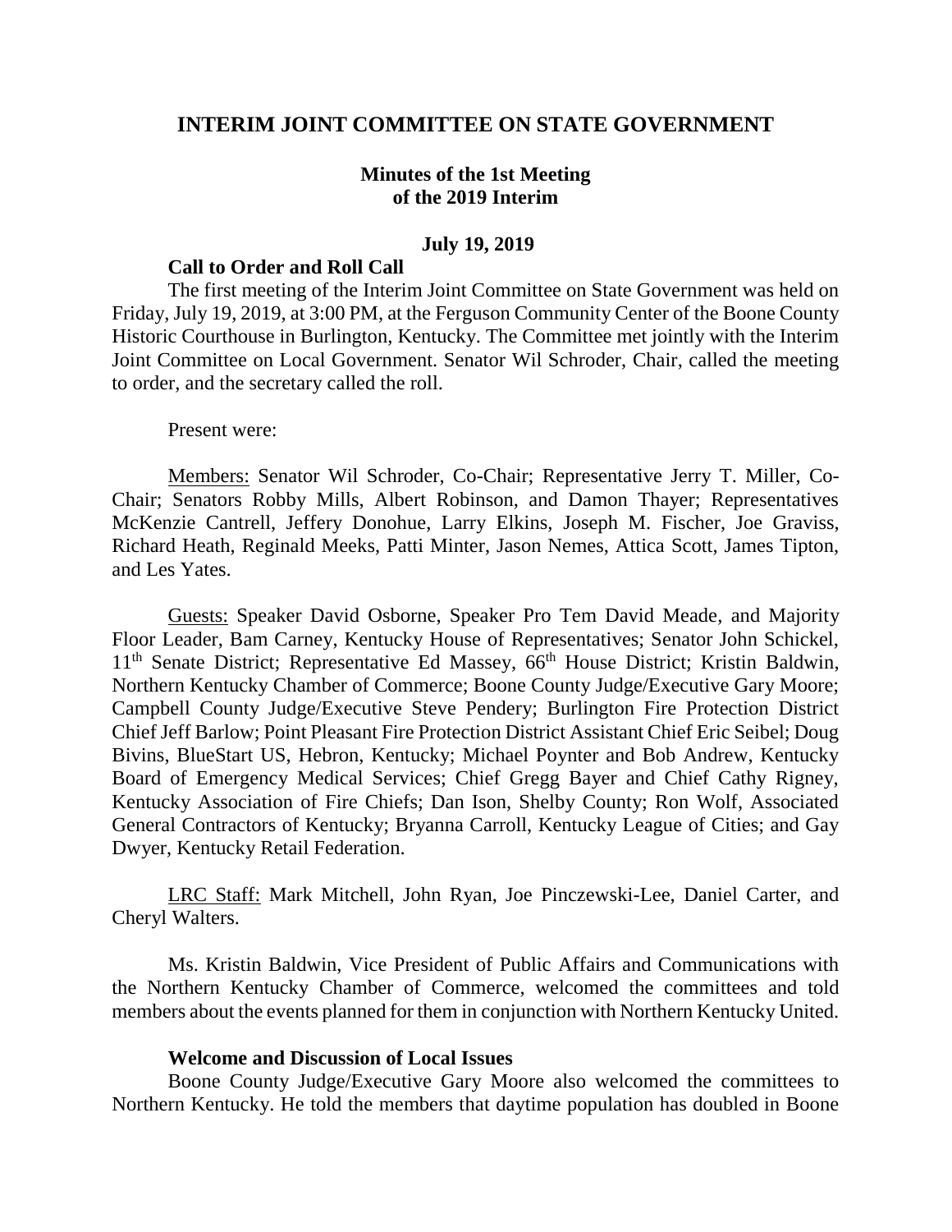# INTERIM JOINT COMMITTEE ON STATE GOVERNMENT

**Minutes of the 1st Meeting of the 2019 Interim**

**July 19, 2019**

**Call to Order and Roll Call**

The first meeting of the Interim Joint Committee on State Government was held on Friday, July 19, 2019, at 3:00 PM, at the Ferguson Community Center of the Boone County Historic Courthouse in Burlington, Kentucky. The Committee met jointly with the Interim Joint Committee on Local Government. Senator Wil Schroder, Chair, called the meeting to order, and the secretary called the roll.

Present were:

Members: Senator Wil Schroder, Co-Chair; Representative Jerry T. Miller, Co-Chair; Senators Robby Mills, Albert Robinson, and Damon Thayer; Representatives McKenzie Cantrell, Jeffery Donohue, Larry Elkins, Joseph M. Fischer, Joe Graviss, Richard Heath, Reginald Meeks, Patti Minter, Jason Nemes, Attica Scott, James Tipton, and Les Yates.

Guests: Speaker David Osborne, Speaker Pro Tem David Meade, and Majority Floor Leader, Bam Carney, Kentucky House of Representatives; Senator John Schickel, 11th Senate District; Representative Ed Massey, 66th House District; Kristin Baldwin, Northern Kentucky Chamber of Commerce; Boone County Judge/Executive Gary Moore; Campbell County Judge/Executive Steve Pendery; Burlington Fire Protection District Chief Jeff Barlow; Point Pleasant Fire Protection District Assistant Chief Eric Seibel; Doug Bivins, BlueStart US, Hebron, Kentucky; Michael Poynter and Bob Andrew, Kentucky Board of Emergency Medical Services; Chief Gregg Bayer and Chief Cathy Rigney, Kentucky Association of Fire Chiefs; Dan Ison, Shelby County; Ron Wolf, Associated General Contractors of Kentucky; Bryanna Carroll, Kentucky League of Cities; and Gay Dwyer, Kentucky Retail Federation.

LRC Staff: Mark Mitchell, John Ryan, Joe Pinczewski-Lee, Daniel Carter, and Cheryl Walters.

Ms. Kristin Baldwin, Vice President of Public Affairs and Communications with the Northern Kentucky Chamber of Commerce, welcomed the committees and told members about the events planned for them in conjunction with Northern Kentucky United.

**Welcome and Discussion of Local Issues**

Boone County Judge/Executive Gary Moore also welcomed the committees to Northern Kentucky. He told the members that daytime population has doubled in Boone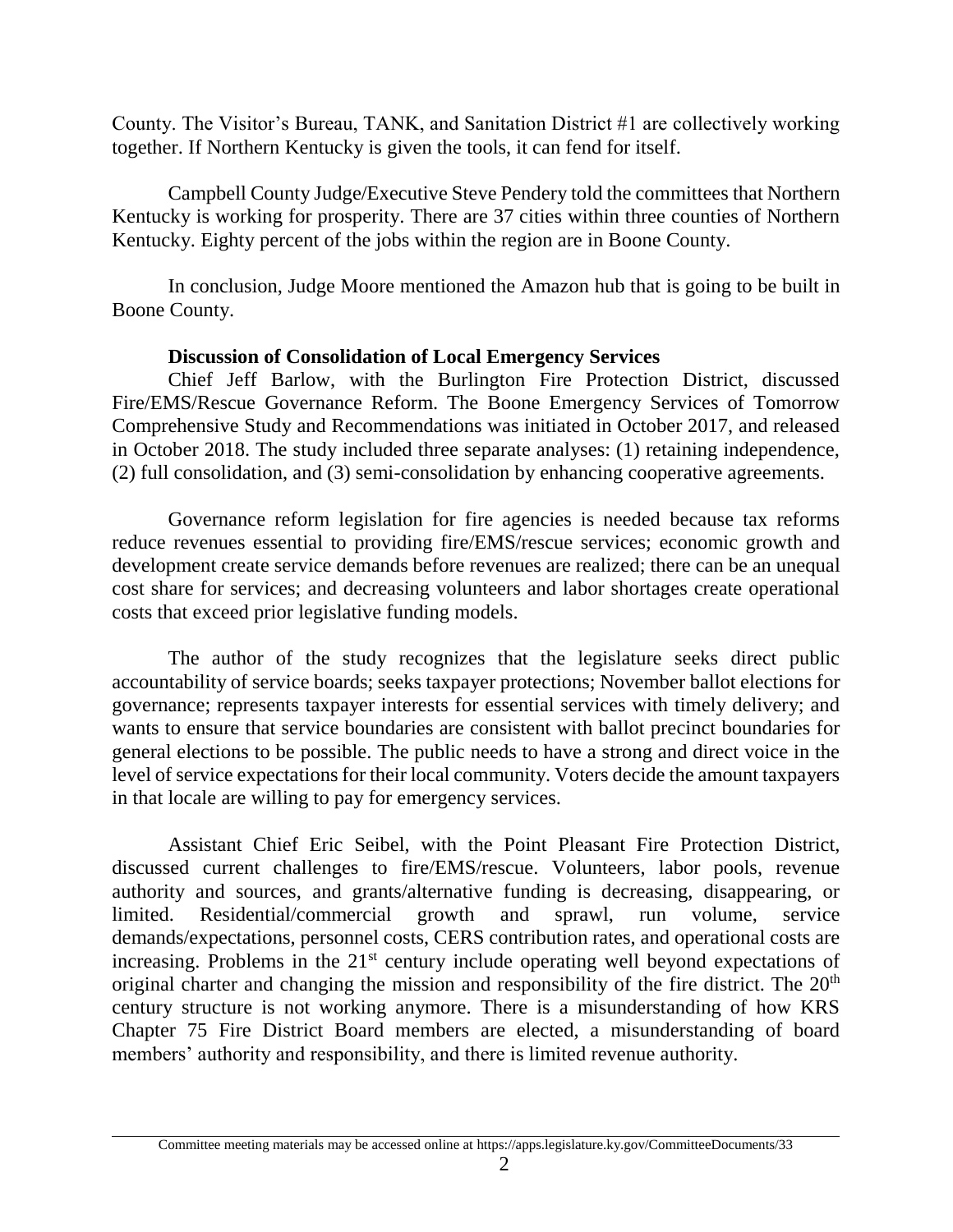County. The Visitor's Bureau, TANK, and Sanitation District #1 are collectively working together. If Northern Kentucky is given the tools, it can fend for itself.

Campbell County Judge/Executive Steve Pendery told the committees that Northern Kentucky is working for prosperity. There are 37 cities within three counties of Northern Kentucky. Eighty percent of the jobs within the region are in Boone County.

In conclusion, Judge Moore mentioned the Amazon hub that is going to be built in Boone County.

**Discussion of Consolidation of Local Emergency Services**

Chief Jeff Barlow, with the Burlington Fire Protection District, discussed Fire/EMS/Rescue Governance Reform. The Boone Emergency Services of Tomorrow Comprehensive Study and Recommendations was initiated in October 2017, and released in October 2018. The study included three separate analyses: (1) retaining independence, (2) full consolidation, and (3) semi-consolidation by enhancing cooperative agreements.

Governance reform legislation for fire agencies is needed because tax reforms reduce revenues essential to providing fire/EMS/rescue services; economic growth and development create service demands before revenues are realized; there can be an unequal cost share for services; and decreasing volunteers and labor shortages create operational costs that exceed prior legislative funding models.

The author of the study recognizes that the legislature seeks direct public accountability of service boards; seeks taxpayer protections; November ballot elections for governance; represents taxpayer interests for essential services with timely delivery; and wants to ensure that service boundaries are consistent with ballot precinct boundaries for general elections to be possible. The public needs to have a strong and direct voice in the level of service expectations for their local community. Voters decide the amount taxpayers in that locale are willing to pay for emergency services.

Assistant Chief Eric Seibel, with the Point Pleasant Fire Protection District, discussed current challenges to fire/EMS/rescue. Volunteers, labor pools, revenue authority and sources, and grants/alternative funding is decreasing, disappearing, or limited. Residential/commercial growth and sprawl, run volume, service demands/expectations, personnel costs, CERS contribution rates, and operational costs are increasing. Problems in the 21st century include operating well beyond expectations of original charter and changing the mission and responsibility of the fire district. The 20th century structure is not working anymore. There is a misunderstanding of how KRS Chapter 75 Fire District Board members are elected, a misunderstanding of board members' authority and responsibility, and there is limited revenue authority.

Committee meeting materials may be accessed online at https://apps.legislature.ky.gov/CommitteeDocuments/33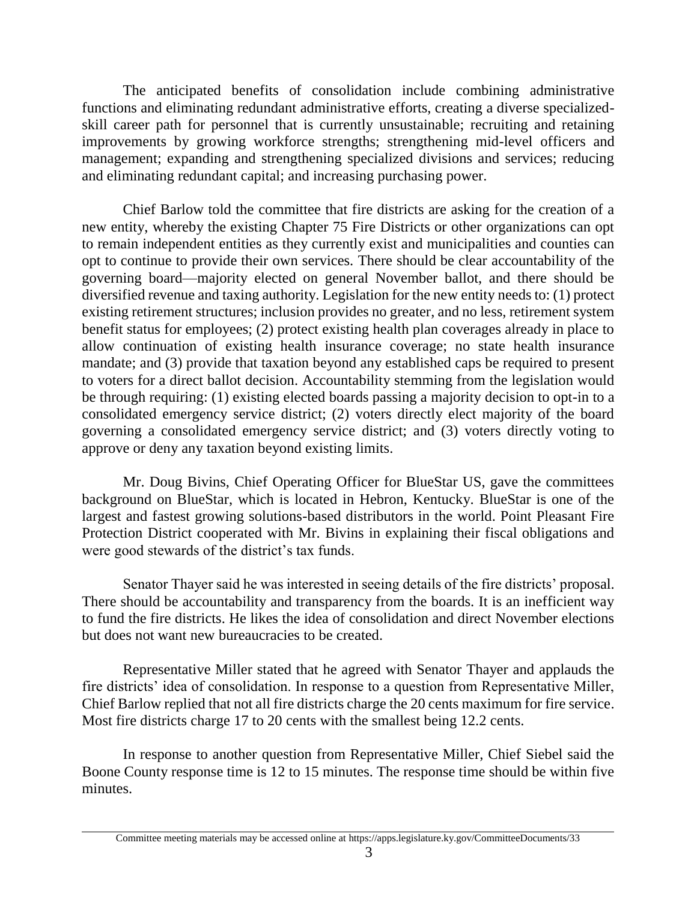The anticipated benefits of consolidation include combining administrative functions and eliminating redundant administrative efforts, creating a diverse specialized-skill career path for personnel that is currently unsustainable; recruiting and retaining improvements by growing workforce strengths; strengthening mid-level officers and management; expanding and strengthening specialized divisions and services; reducing and eliminating redundant capital; and increasing purchasing power.

Chief Barlow told the committee that fire districts are asking for the creation of a new entity, whereby the existing Chapter 75 Fire Districts or other organizations can opt to remain independent entities as they currently exist and municipalities and counties can opt to continue to provide their own services. There should be clear accountability of the governing board—majority elected on general November ballot, and there should be diversified revenue and taxing authority. Legislation for the new entity needs to: (1) protect existing retirement structures; inclusion provides no greater, and no less, retirement system benefit status for employees; (2) protect existing health plan coverages already in place to allow continuation of existing health insurance coverage; no state health insurance mandate; and (3) provide that taxation beyond any established caps be required to present to voters for a direct ballot decision. Accountability stemming from the legislation would be through requiring: (1) existing elected boards passing a majority decision to opt-in to a consolidated emergency service district; (2) voters directly elect majority of the board governing a consolidated emergency service district; and (3) voters directly voting to approve or deny any taxation beyond existing limits.

Mr. Doug Bivins, Chief Operating Officer for BlueStar US, gave the committees background on BlueStar, which is located in Hebron, Kentucky. BlueStar is one of the largest and fastest growing solutions-based distributors in the world. Point Pleasant Fire Protection District cooperated with Mr. Bivins in explaining their fiscal obligations and were good stewards of the district's tax funds.

Senator Thayer said he was interested in seeing details of the fire districts' proposal. There should be accountability and transparency from the boards. It is an inefficient way to fund the fire districts. He likes the idea of consolidation and direct November elections but does not want new bureaucracies to be created.

Representative Miller stated that he agreed with Senator Thayer and applauds the fire districts' idea of consolidation. In response to a question from Representative Miller, Chief Barlow replied that not all fire districts charge the 20 cents maximum for fire service. Most fire districts charge 17 to 20 cents with the smallest being 12.2 cents.

In response to another question from Representative Miller, Chief Siebel said the Boone County response time is 12 to 15 minutes. The response time should be within five minutes.

Committee meeting materials may be accessed online at https://apps.legislature.ky.gov/CommitteeDocuments/33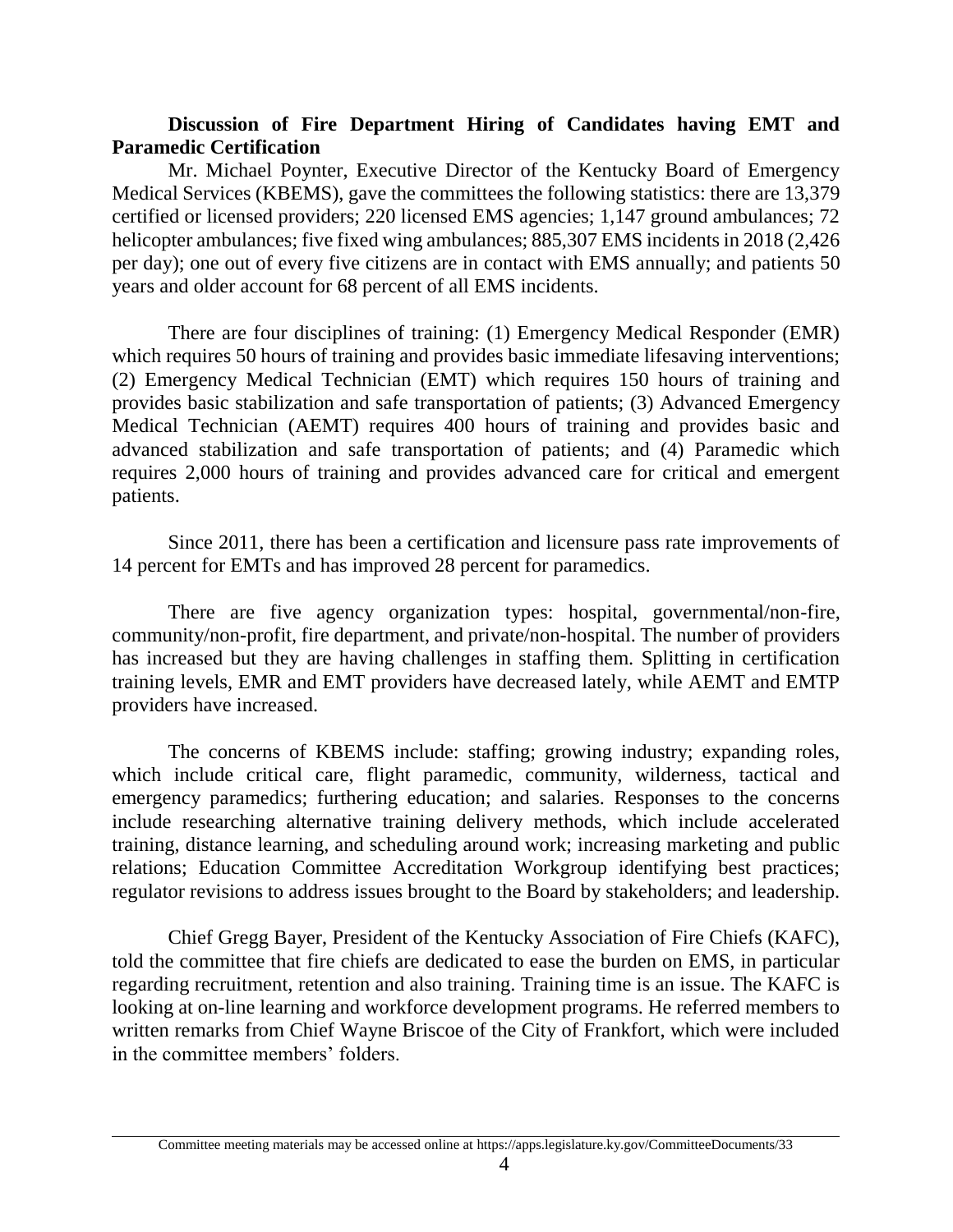**Discussion of Fire Department Hiring of Candidates having EMT and Paramedic Certification**

Mr. Michael Poynter, Executive Director of the Kentucky Board of Emergency Medical Services (KBEMS), gave the committees the following statistics: there are 13,379 certified or licensed providers; 220 licensed EMS agencies; 1,147 ground ambulances; 72 helicopter ambulances; five fixed wing ambulances; 885,307 EMS incidents in 2018 (2,426 per day); one out of every five citizens are in contact with EMS annually; and patients 50 years and older account for 68 percent of all EMS incidents.

There are four disciplines of training: (1) Emergency Medical Responder (EMR) which requires 50 hours of training and provides basic immediate lifesaving interventions; (2) Emergency Medical Technician (EMT) which requires 150 hours of training and provides basic stabilization and safe transportation of patients; (3) Advanced Emergency Medical Technician (AEMT) requires 400 hours of training and provides basic and advanced stabilization and safe transportation of patients; and (4) Paramedic which requires 2,000 hours of training and provides advanced care for critical and emergent patients.

Since 2011, there has been a certification and licensure pass rate improvements of 14 percent for EMTs and has improved 28 percent for paramedics.

There are five agency organization types: hospital, governmental/non-fire, community/non-profit, fire department, and private/non-hospital. The number of providers has increased but they are having challenges in staffing them. Splitting in certification training levels, EMR and EMT providers have decreased lately, while AEMT and EMTP providers have increased.

The concerns of KBEMS include: staffing; growing industry; expanding roles, which include critical care, flight paramedic, community, wilderness, tactical and emergency paramedics; furthering education; and salaries. Responses to the concerns include researching alternative training delivery methods, which include accelerated training, distance learning, and scheduling around work; increasing marketing and public relations; Education Committee Accreditation Workgroup identifying best practices; regulator revisions to address issues brought to the Board by stakeholders; and leadership.

Chief Gregg Bayer, President of the Kentucky Association of Fire Chiefs (KAFC), told the committee that fire chiefs are dedicated to ease the burden on EMS, in particular regarding recruitment, retention and also training. Training time is an issue. The KAFC is looking at on-line learning and workforce development programs. He referred members to written remarks from Chief Wayne Briscoe of the City of Frankfort, which were included in the committee members' folders.

Committee meeting materials may be accessed online at https://apps.legislature.ky.gov/CommitteeDocuments/33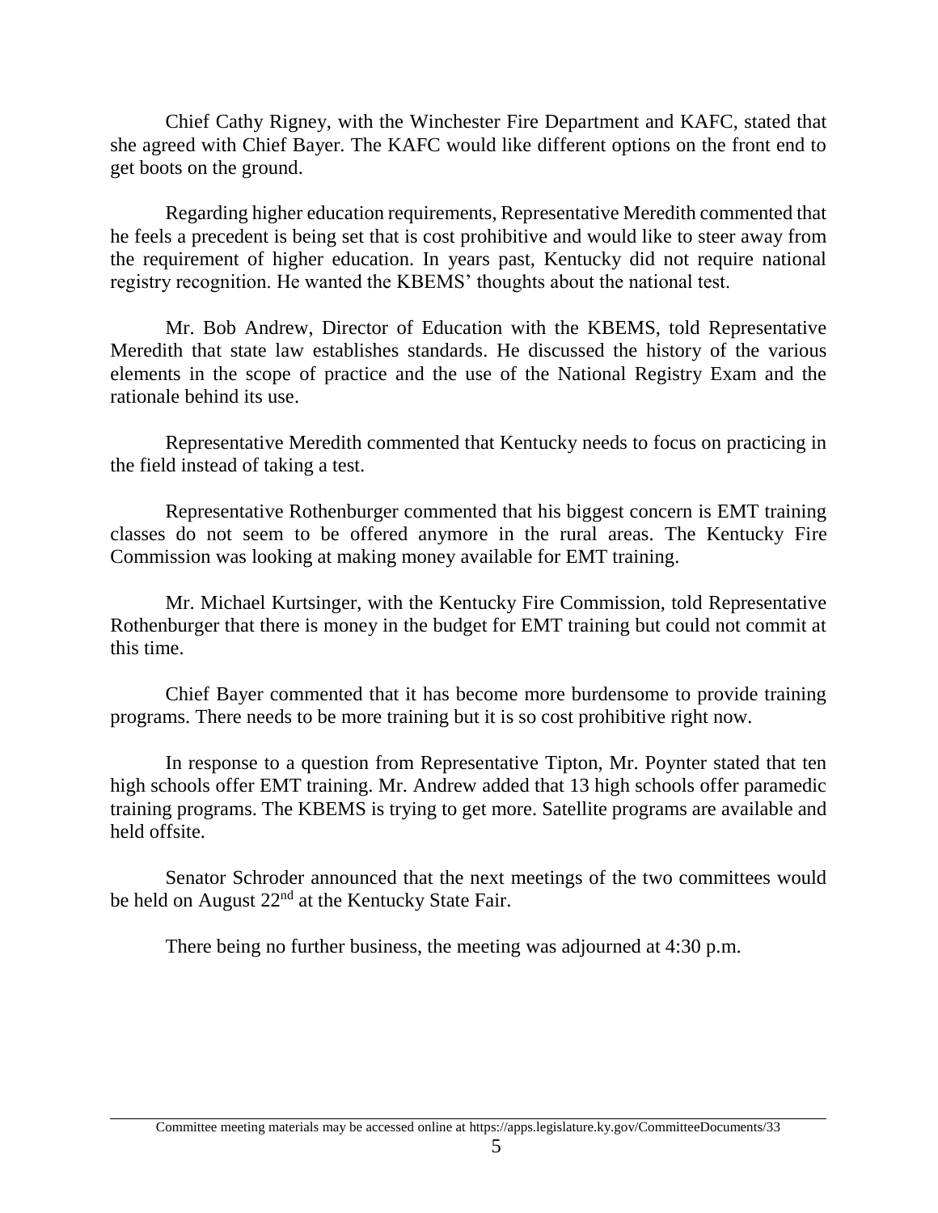Chief Cathy Rigney, with the Winchester Fire Department and KAFC, stated that she agreed with Chief Bayer. The KAFC would like different options on the front end to get boots on the ground.

Regarding higher education requirements, Representative Meredith commented that he feels a precedent is being set that is cost prohibitive and would like to steer away from the requirement of higher education. In years past, Kentucky did not require national registry recognition. He wanted the KBEMS' thoughts about the national test.

Mr. Bob Andrew, Director of Education with the KBEMS, told Representative Meredith that state law establishes standards. He discussed the history of the various elements in the scope of practice and the use of the National Registry Exam and the rationale behind its use.

Representative Meredith commented that Kentucky needs to focus on practicing in the field instead of taking a test.

Representative Rothenburger commented that his biggest concern is EMT training classes do not seem to be offered anymore in the rural areas. The Kentucky Fire Commission was looking at making money available for EMT training.

Mr. Michael Kurtsinger, with the Kentucky Fire Commission, told Representative Rothenburger that there is money in the budget for EMT training but could not commit at this time.

Chief Bayer commented that it has become more burdensome to provide training programs. There needs to be more training but it is so cost prohibitive right now.

In response to a question from Representative Tipton, Mr. Poynter stated that ten high schools offer EMT training. Mr. Andrew added that 13 high schools offer paramedic training programs. The KBEMS is trying to get more. Satellite programs are available and held offsite.

Senator Schroder announced that the next meetings of the two committees would be held on August 22nd at the Kentucky State Fair.

There being no further business, the meeting was adjourned at 4:30 p.m.

Committee meeting materials may be accessed online at https://apps.legislature.ky.gov/CommitteeDocuments/33